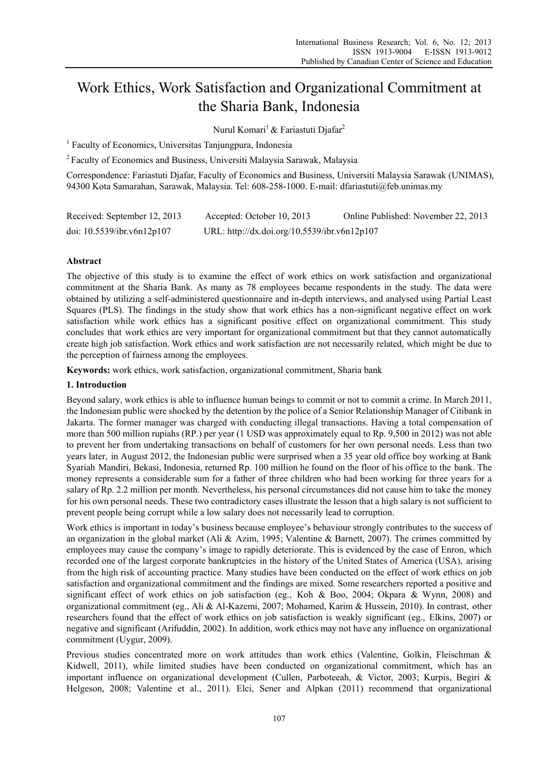# Work Ethics, Work Satisfaction and Organizational Commitment at the Sharia Bank, Indonesia

Nurul Komari[1] & Fariastuti Djafar[2]

[1] Faculty of Economics, Universitas Tanjungpura, Indonesia

[2] Faculty of Economics and Business, Universiti Malaysia Sarawak, Malaysia

Correspondence: Fariastuti Djafar, Faculty of Economics and Business, Universiti Malaysia Sarawak (UNIMAS), 94300 Kota Samarahan, Sarawak, Malaysia. Tel: 608-258-1000. E-mail: dfariastuti@feb.unimas.my

Received: September 12, 2013 Accepted: October 10, 2013 Online Published: November 22, 2013

doi: 10.5539/ibr.v6n12p107 URL: http://dx.doi.org/10.5539/ibr.v6n12p107

## Abstract

The objective of this study is to examine the effect of work ethics on work satisfaction and organizational commitment at the Sharia Bank. As many as 78 employees became respondents in the study. The data were obtained by utilizing a self-administered questionnaire and in-depth interviews, and analysed using Partial Least Squares (PLS). The findings in the study show that work ethics has a non-significant negative effect on work satisfaction while work ethics has a significant positive effect on organizational commitment. This study concludes that work ethics are very important for organizational commitment but that they cannot automatically create high job satisfaction. Work ethics and work satisfaction are not necessarily related, which might be due to the perception of fairness among the employees.

**Keywords:** work ethics, work satisfaction, organizational commitment, Sharia bank

## 1. Introduction

Beyond salary, work ethics is able to influence human beings to commit or not to commit a crime. In March 2011, the Indonesian public were shocked by the detention by the police of a Senior Relationship Manager of Citibank in Jakarta. The former manager was charged with conducting illegal transactions. Having a total compensation of more than 500 million rupiahs (RP.) per year (1 USD was approximately equal to Rp. 9,500 in 2012) was not able to prevent her from undertaking transactions on behalf of customers for her own personal needs. Less than two years later, in August 2012, the Indonesian public were surprised when a 35 year old office boy working at Bank Syariah Mandiri, Bekasi, Indonesia, returned Rp. 100 million he found on the floor of his office to the bank. The money represents a considerable sum for a father of three children who had been working for three years for a salary of Rp. 2.2 million per month. Nevertheless, his personal circumstances did not cause him to take the money for his own personal needs. These two contradictory cases illustrate the lesson that a high salary is not sufficient to prevent people being corrupt while a low salary does not necessarily lead to corruption.

Work ethics is important in today's business because employee's behaviour strongly contributes to the success of an organization in the global market (Ali & Azim, 1995; Valentine & Barnett, 2007). The crimes committed by employees may cause the company's image to rapidly deteriorate. This is evidenced by the case of Enron, which recorded one of the largest corporate bankruptcies in the history of the United States of America (USA), arising from the high risk of accounting practice. Many studies have been conducted on the effect of work ethics on job satisfaction and organizational commitment and the findings are mixed. Some researchers reported a positive and significant effect of work ethics on job satisfaction (eg., Koh & Boo, 2004; Okpara & Wynn, 2008) and organizational commitment (eg., Ali & Al-Kazemi, 2007; Mohamed, Karim & Hussein, 2010). In contrast, other researchers found that the effect of work ethics on job satisfaction is weakly significant (eg., Elkins, 2007) or negative and significant (Arifuddin, 2002). In addition, work ethics may not have any influence on organizational commitment (Uygur, 2009).

Previous studies concentrated more on work attitudes than work ethics (Valentine, Golkin, Fleischman & Kidwell, 2011), while limited studies have been conducted on organizational commitment, which has an important influence on organizational development (Cullen, Parboteeah, & Victor, 2003; Kurpis, Begiri & Helgeson, 2008; Valentine et al., 2011). Elci, Sener and Alpkan (2011) recommend that organizational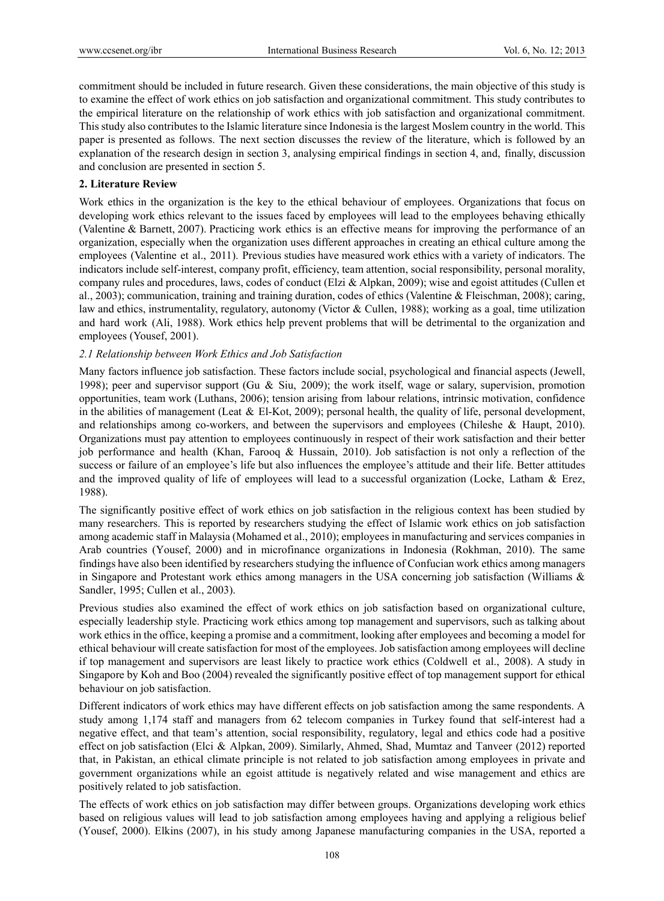commitment should be included in future research. Given these considerations, the main objective of this study is to examine the effect of work ethics on job satisfaction and organizational commitment. This study contributes to the empirical literature on the relationship of work ethics with job satisfaction and organizational commitment. This study also contributes to the Islamic literature since Indonesia is the largest Moslem country in the world. This paper is presented as follows. The next section discusses the review of the literature, which is followed by an explanation of the research design in section 3, analysing empirical findings in section 4, and, finally, discussion and conclusion are presented in section 5.

## 2. Literature Review

Work ethics in the organization is the key to the ethical behaviour of employees. Organizations that focus on developing work ethics relevant to the issues faced by employees will lead to the employees behaving ethically (Valentine & Barnett, 2007). Practicing work ethics is an effective means for improving the performance of an organization, especially when the organization uses different approaches in creating an ethical culture among the employees (Valentine et al., 2011). Previous studies have measured work ethics with a variety of indicators. The indicators include self-interest, company profit, efficiency, team attention, social responsibility, personal morality, company rules and procedures, laws, codes of conduct (Elzi & Alpkan, 2009); wise and egoist attitudes (Cullen et al., 2003); communication, training and training duration, codes of ethics (Valentine & Fleischman, 2008); caring, law and ethics, instrumentality, regulatory, autonomy (Victor & Cullen, 1988); working as a goal, time utilization and hard work (Ali, 1988). Work ethics help prevent problems that will be detrimental to the organization and employees (Yousef, 2001).

### *2.1 Relationship between Work Ethics and Job Satisfaction*

Many factors influence job satisfaction. These factors include social, psychological and financial aspects (Jewell, 1998); peer and supervisor support (Gu & Siu, 2009); the work itself, wage or salary, supervision, promotion opportunities, team work (Luthans, 2006); tension arising from labour relations, intrinsic motivation, confidence in the abilities of management (Leat & El-Kot, 2009); personal health, the quality of life, personal development, and relationships among co-workers, and between the supervisors and employees (Chileshe & Haupt, 2010). Organizations must pay attention to employees continuously in respect of their work satisfaction and their better job performance and health (Khan, Farooq & Hussain, 2010). Job satisfaction is not only a reflection of the success or failure of an employee's life but also influences the employee's attitude and their life. Better attitudes and the improved quality of life of employees will lead to a successful organization (Locke, Latham & Erez, 1988).

The significantly positive effect of work ethics on job satisfaction in the religious context has been studied by many researchers. This is reported by researchers studying the effect of Islamic work ethics on job satisfaction among academic staff in Malaysia (Mohamed et al., 2010); employees in manufacturing and services companies in Arab countries (Yousef, 2000) and in microfinance organizations in Indonesia (Rokhman, 2010). The same findings have also been identified by researchers studying the influence of Confucian work ethics among managers in Singapore and Protestant work ethics among managers in the USA concerning job satisfaction (Williams & Sandler, 1995; Cullen et al., 2003).

Previous studies also examined the effect of work ethics on job satisfaction based on organizational culture, especially leadership style. Practicing work ethics among top management and supervisors, such as talking about work ethics in the office, keeping a promise and a commitment, looking after employees and becoming a model for ethical behaviour will create satisfaction for most of the employees. Job satisfaction among employees will decline if top management and supervisors are least likely to practice work ethics (Coldwell et al., 2008). A study in Singapore by Koh and Boo (2004) revealed the significantly positive effect of top management support for ethical behaviour on job satisfaction.

Different indicators of work ethics may have different effects on job satisfaction among the same respondents. A study among 1,174 staff and managers from 62 telecom companies in Turkey found that self-interest had a negative effect, and that team's attention, social responsibility, regulatory, legal and ethics code had a positive effect on job satisfaction (Elci & Alpkan, 2009). Similarly, Ahmed, Shad, Mumtaz and Tanveer (2012) reported that, in Pakistan, an ethical climate principle is not related to job satisfaction among employees in private and government organizations while an egoist attitude is negatively related and wise management and ethics are positively related to job satisfaction.

The effects of work ethics on job satisfaction may differ between groups. Organizations developing work ethics based on religious values will lead to job satisfaction among employees having and applying a religious belief (Yousef, 2000). Elkins (2007), in his study among Japanese manufacturing companies in the USA, reported a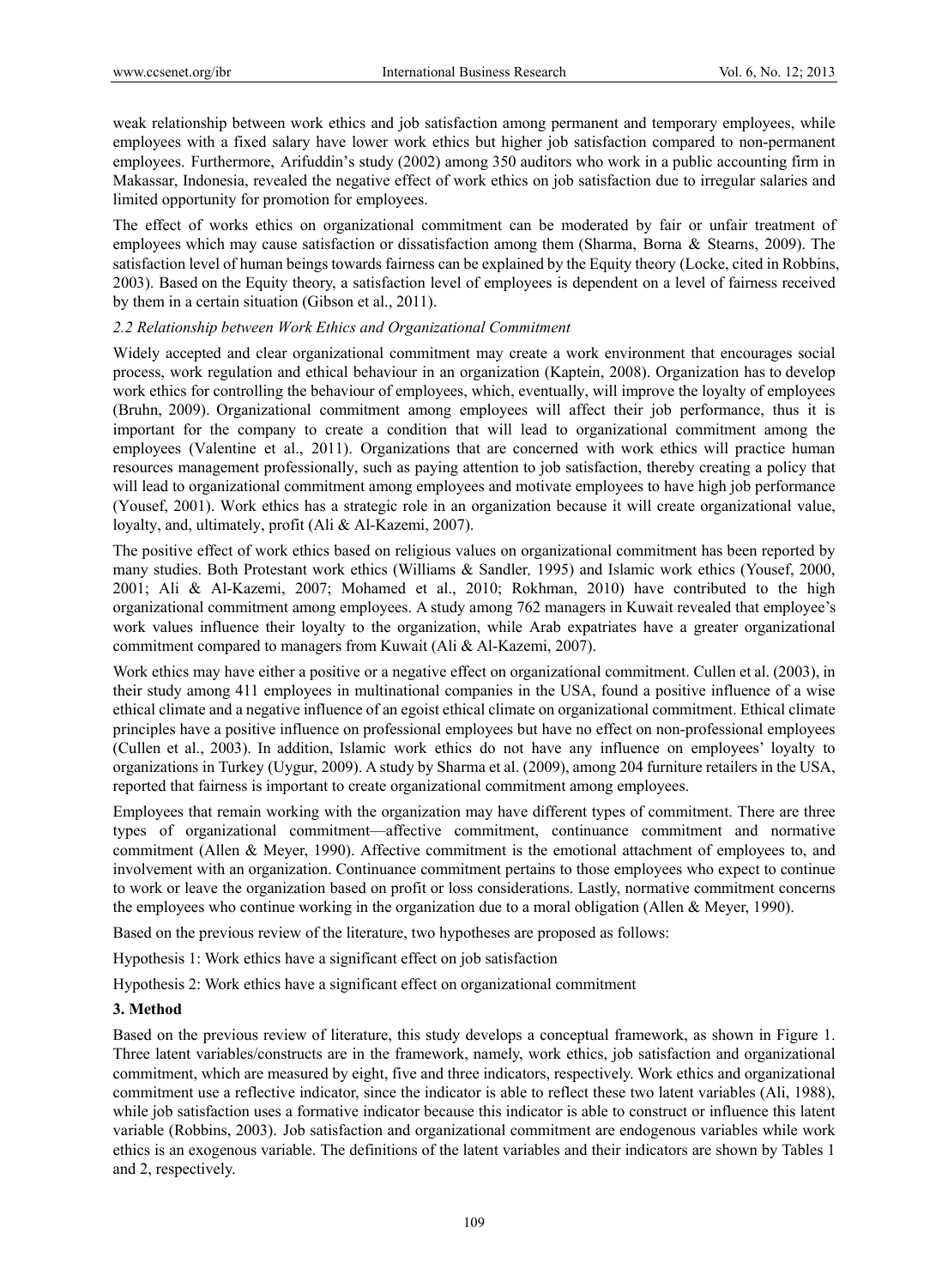weak relationship between work ethics and job satisfaction among permanent and temporary employees, while employees with a fixed salary have lower work ethics but higher job satisfaction compared to non-permanent employees. Furthermore, Arifuddin's study (2002) among 350 auditors who work in a public accounting firm in Makassar, Indonesia, revealed the negative effect of work ethics on job satisfaction due to irregular salaries and limited opportunity for promotion for employees.

The effect of works ethics on organizational commitment can be moderated by fair or unfair treatment of employees which may cause satisfaction or dissatisfaction among them (Sharma, Borna & Stearns, 2009). The satisfaction level of human beings towards fairness can be explained by the Equity theory (Locke, cited in Robbins, 2003). Based on the Equity theory, a satisfaction level of employees is dependent on a level of fairness received by them in a certain situation (Gibson et al., 2011).

### *2.2 Relationship between Work Ethics and Organizational Commitment*

Widely accepted and clear organizational commitment may create a work environment that encourages social process, work regulation and ethical behaviour in an organization (Kaptein, 2008). Organization has to develop work ethics for controlling the behaviour of employees, which, eventually, will improve the loyalty of employees (Bruhn, 2009). Organizational commitment among employees will affect their job performance, thus it is important for the company to create a condition that will lead to organizational commitment among the employees (Valentine et al., 2011). Organizations that are concerned with work ethics will practice human resources management professionally, such as paying attention to job satisfaction, thereby creating a policy that will lead to organizational commitment among employees and motivate employees to have high job performance (Yousef, 2001). Work ethics has a strategic role in an organization because it will create organizational value, loyalty, and, ultimately, profit (Ali & Al-Kazemi, 2007).

The positive effect of work ethics based on religious values on organizational commitment has been reported by many studies. Both Protestant work ethics (Williams & Sandler*,* 1995) and Islamic work ethics (Yousef, 2000, 2001; Ali & Al-Kazemi, 2007; Mohamed et al., 2010; Rokhman, 2010) have contributed to the high organizational commitment among employees. A study among 762 managers in Kuwait revealed that employee's work values influence their loyalty to the organization, while Arab expatriates have a greater organizational commitment compared to managers from Kuwait (Ali & Al-Kazemi, 2007).

Work ethics may have either a positive or a negative effect on organizational commitment. Cullen et al. (2003), in their study among 411 employees in multinational companies in the USA, found a positive influence of a wise ethical climate and a negative influence of an egoist ethical climate on organizational commitment. Ethical climate principles have a positive influence on professional employees but have no effect on non-professional employees (Cullen et al., 2003). In addition, Islamic work ethics do not have any influence on employees' loyalty to organizations in Turkey (Uygur, 2009). A study by Sharma et al. (2009), among 204 furniture retailers in the USA, reported that fairness is important to create organizational commitment among employees.

Employees that remain working with the organization may have different types of commitment. There are three types of organizational commitment—affective commitment, continuance commitment and normative commitment (Allen & Meyer, 1990). Affective commitment is the emotional attachment of employees to, and involvement with an organization. Continuance commitment pertains to those employees who expect to continue to work or leave the organization based on profit or loss considerations. Lastly, normative commitment concerns the employees who continue working in the organization due to a moral obligation (Allen & Meyer, 1990).

Based on the previous review of the literature, two hypotheses are proposed as follows:

Hypothesis 1: Work ethics have a significant effect on job satisfaction

Hypothesis 2: Work ethics have a significant effect on organizational commitment

## **3. Method**

Based on the previous review of literature, this study develops a conceptual framework, as shown in Figure 1. Three latent variables/constructs are in the framework, namely, work ethics, job satisfaction and organizational commitment, which are measured by eight, five and three indicators, respectively. Work ethics and organizational commitment use a reflective indicator, since the indicator is able to reflect these two latent variables (Ali, 1988), while job satisfaction uses a formative indicator because this indicator is able to construct or influence this latent variable (Robbins, 2003). Job satisfaction and organizational commitment are endogenous variables while work ethics is an exogenous variable. The definitions of the latent variables and their indicators are shown by Tables 1 and 2, respectively.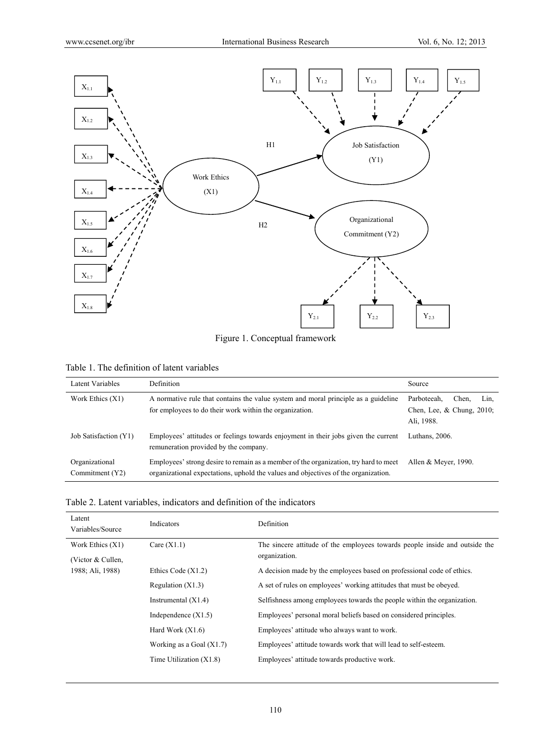Figure 1. Conceptual framework

Table 1. The definition of latent variables

| Latent Variables | Definition | Source |
|---|---|---|
| Work Ethics (X1) | A normative rule that contains the value system and moral principle as a guideline for employees to do their work within the organization. | Parboteeah, Chen, Lin, Chen, Lee, & Chung, 2010; Ali, 1988. |
| Job Satisfaction (Y1) | Employees' attitudes or feelings towards enjoyment in their jobs given the current remuneration provided by the company. | Luthans, 2006. |
| Organizational Commitment (Y2) | Employees' strong desire to remain as a member of the organization, try hard to meet organizational expectations, uphold the values and objectives of the organization. | Allen & Meyer, 1990. |

Table 2. Latent variables, indicators and definition of the indicators

| Latent Variables/Source | Indicators | Definition |
|---|---|---|
| Work Ethics (X1) (Victor & Cullen, 1988; Ali, 1988) | Care (X1.1) | The sincere attitude of the employees towards people inside and outside the organization. |
| | Ethics Code (X1.2) | A decision made by the employees based on professional code of ethics. |
| | Regulation (X1.3) | A set of rules on employees' working attitudes that must be obeyed. |
| | Instrumental (X1.4) | Selfishness among employees towards the people within the organization. |
| | Independence (X1.5) | Employees' personal moral beliefs based on considered principles. |
| | Hard Work (X1.6) | Employees' attitude who always want to work. |
| | Working as a Goal (X1.7) | Employees' attitude towards work that will lead to self-esteem. |
| | Time Utilization (X1.8) | Employees' attitude towards productive work. |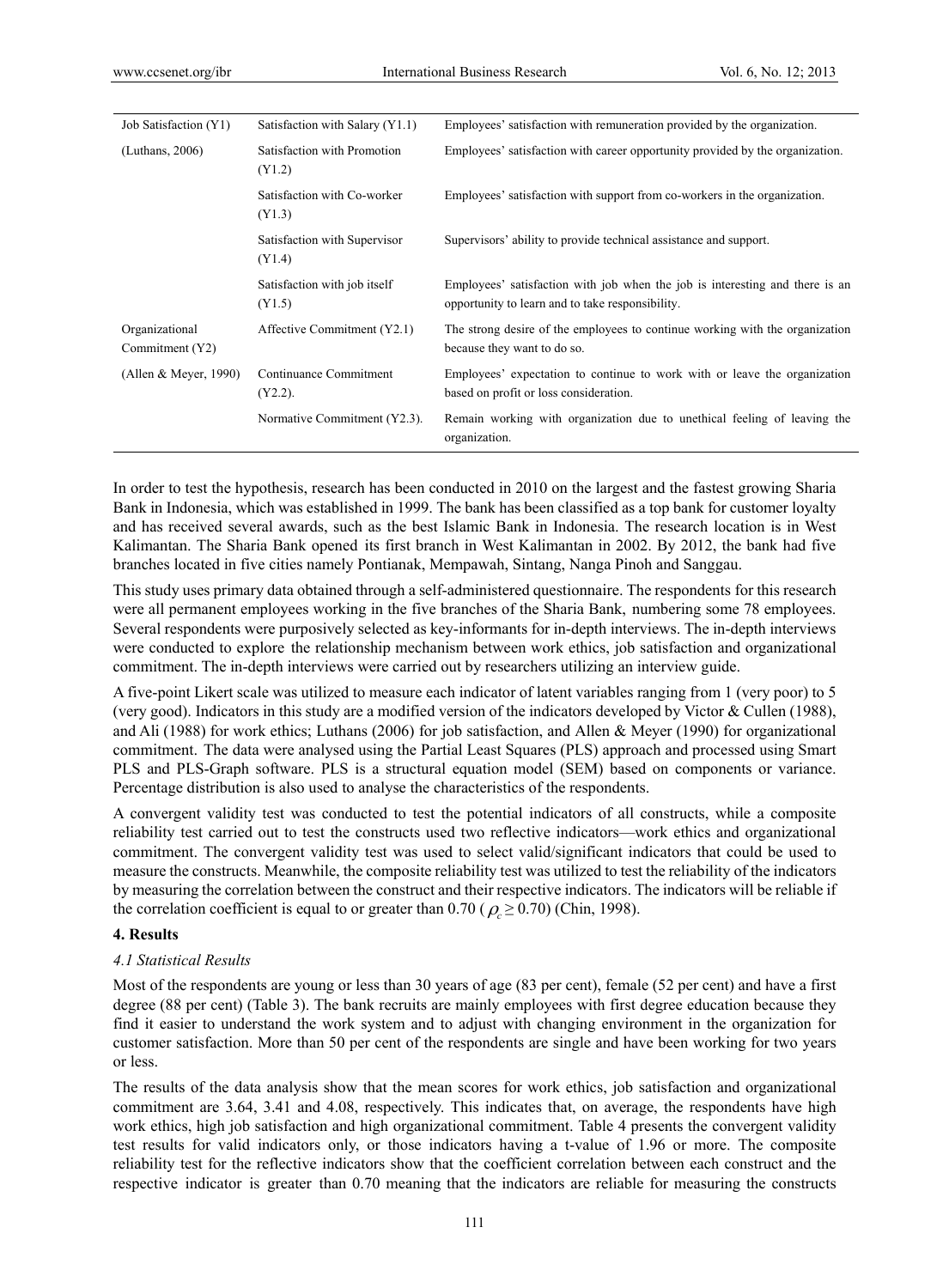| | | |
|---|---|---|
| Job Satisfaction (Y1) | Satisfaction with Salary (Y1.1) | Employees' satisfaction with remuneration provided by the organization. |
| (Luthans, 2006) | Satisfaction with Promotion (Y1.2) | Employees' satisfaction with career opportunity provided by the organization. |
| | Satisfaction with Co-worker (Y1.3) | Employees' satisfaction with support from co-workers in the organization. |
| | Satisfaction with Supervisor (Y1.4) | Supervisors' ability to provide technical assistance and support. |
| | Satisfaction with job itself (Y1.5) | Employees' satisfaction with job when the job is interesting and there is an opportunity to learn and to take responsibility. |
| Organizational Commitment (Y2) | Affective Commitment (Y2.1) | The strong desire of the employees to continue working with the organization because they want to do so. |
| (Allen & Meyer, 1990) | Continuance Commitment (Y2.2). | Employees' expectation to continue to work with or leave the organization based on profit or loss consideration. |
| | Normative Commitment (Y2.3). | Remain working with organization due to unethical feeling of leaving the organization. |

In order to test the hypothesis, research has been conducted in 2010 on the largest and the fastest growing Sharia Bank in Indonesia, which was established in 1999. The bank has been classified as a top bank for customer loyalty and has received several awards, such as the best Islamic Bank in Indonesia. The research location is in West Kalimantan. The Sharia Bank opened its first branch in West Kalimantan in 2002. By 2012, the bank had five branches located in five cities namely Pontianak, Mempawah, Sintang, Nanga Pinoh and Sanggau.

This study uses primary data obtained through a self-administered questionnaire. The respondents for this research were all permanent employees working in the five branches of the Sharia Bank, numbering some 78 employees. Several respondents were purposively selected as key-informants for in-depth interviews. The in-depth interviews were conducted to explore the relationship mechanism between work ethics, job satisfaction and organizational commitment. The in-depth interviews were carried out by researchers utilizing an interview guide.

A five-point Likert scale was utilized to measure each indicator of latent variables ranging from 1 (very poor) to 5 (very good). Indicators in this study are a modified version of the indicators developed by Victor & Cullen (1988), and Ali (1988) for work ethics; Luthans (2006) for job satisfaction, and Allen & Meyer (1990) for organizational commitment. The data were analysed using the Partial Least Squares (PLS) approach and processed using Smart PLS and PLS-Graph software. PLS is a structural equation model (SEM) based on components or variance. Percentage distribution is also used to analyse the characteristics of the respondents.

A convergent validity test was conducted to test the potential indicators of all constructs, while a composite reliability test carried out to test the constructs used two reflective indicators—work ethics and organizational commitment. The convergent validity test was used to select valid/significant indicators that could be used to measure the constructs. Meanwhile, the composite reliability test was utilized to test the reliability of the indicators by measuring the correlation between the construct and their respective indicators. The indicators will be reliable if the correlation coefficient is equal to or greater than 0.70 ($\rho_c \geq 0.70$) (Chin, 1998).

## 4. Results

### *4.1 Statistical Results*

Most of the respondents are young or less than 30 years of age (83 per cent), female (52 per cent) and have a first degree (88 per cent) (Table 3). The bank recruits are mainly employees with first degree education because they find it easier to understand the work system and to adjust with changing environment in the organization for customer satisfaction. More than 50 per cent of the respondents are single and have been working for two years or less.

The results of the data analysis show that the mean scores for work ethics, job satisfaction and organizational commitment are 3.64, 3.41 and 4.08, respectively. This indicates that, on average, the respondents have high work ethics, high job satisfaction and high organizational commitment. Table 4 presents the convergent validity test results for valid indicators only, or those indicators having a t-value of 1.96 or more. The composite reliability test for the reflective indicators show that the coefficient correlation between each construct and the respective indicator is greater than 0.70 meaning that the indicators are reliable for measuring the constructs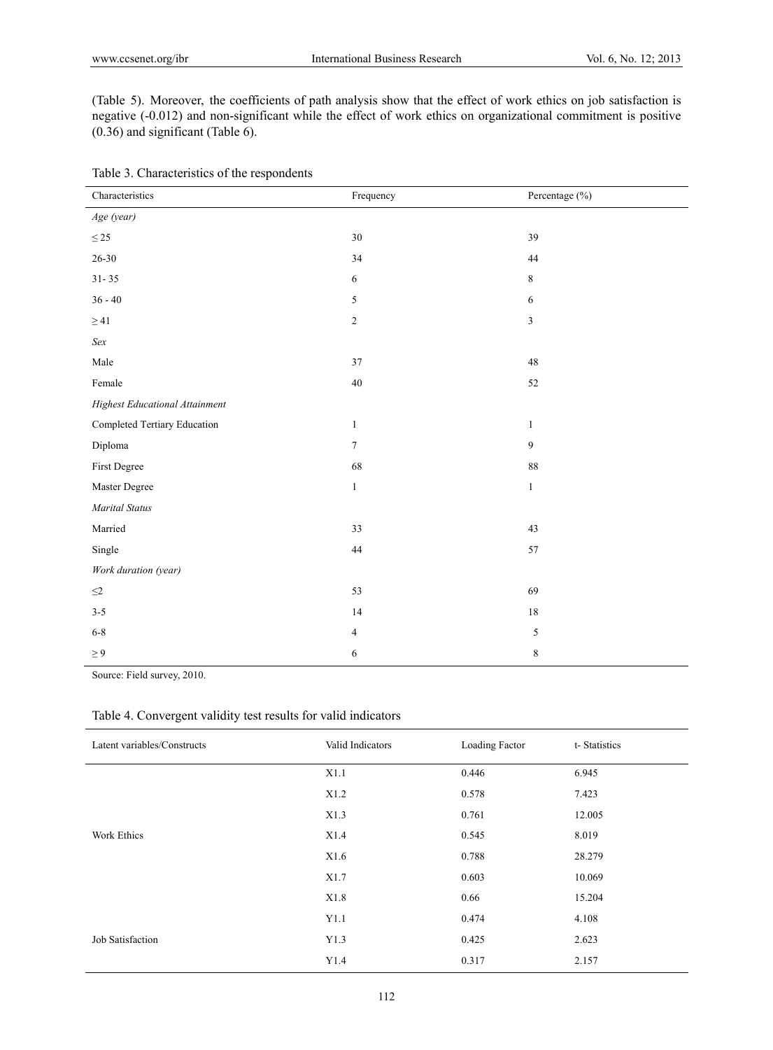(Table 5). Moreover, the coefficients of path analysis show that the effect of work ethics on job satisfaction is negative (-0.012) and non-significant while the effect of work ethics on organizational commitment is positive (0.36) and significant (Table 6).

Table 3. Characteristics of the respondents

| Characteristics | Frequency | Percentage (%) |
|---|---|---|
| *Age (year)* | | |
| ≤ 25 | 30 | 39 |
| 26-30 | 34 | 44 |
| 31- 35 | 6 | 8 |
| 36 - 40 | 5 | 6 |
| ≥ 41 | 2 | 3 |
| *Sex* | | |
| Male | 37 | 48 |
| Female | 40 | 52 |
| *Highest Educational Attainment* | | |
| Completed Tertiary Education | 1 | 1 |
| Diploma | 7 | 9 |
| First Degree | 68 | 88 |
| Master Degree | 1 | 1 |
| *Marital Status* | | |
| Married | 33 | 43 |
| Single | 44 | 57 |
| *Work duration (year)* | | |
| ≤2 | 53 | 69 |
| 3-5 | 14 | 18 |
| 6-8 | 4 | 5 |
| ≥ 9 | 6 | 8 |

Source: Field survey, 2010.

Table 4. Convergent validity test results for valid indicators

| Latent variables/Constructs | Valid Indicators | Loading Factor | t- Statistics |
|---|---|---|---|
| | X1.1 | 0.446 | 6.945 |
| | X1.2 | 0.578 | 7.423 |
| | X1.3 | 0.761 | 12.005 |
| Work Ethics | X1.4 | 0.545 | 8.019 |
| | X1.6 | 0.788 | 28.279 |
| | X1.7 | 0.603 | 10.069 |
| | X1.8 | 0.66 | 15.204 |
| | Y1.1 | 0.474 | 4.108 |
| Job Satisfaction | Y1.3 | 0.425 | 2.623 |
| | Y1.4 | 0.317 | 2.157 |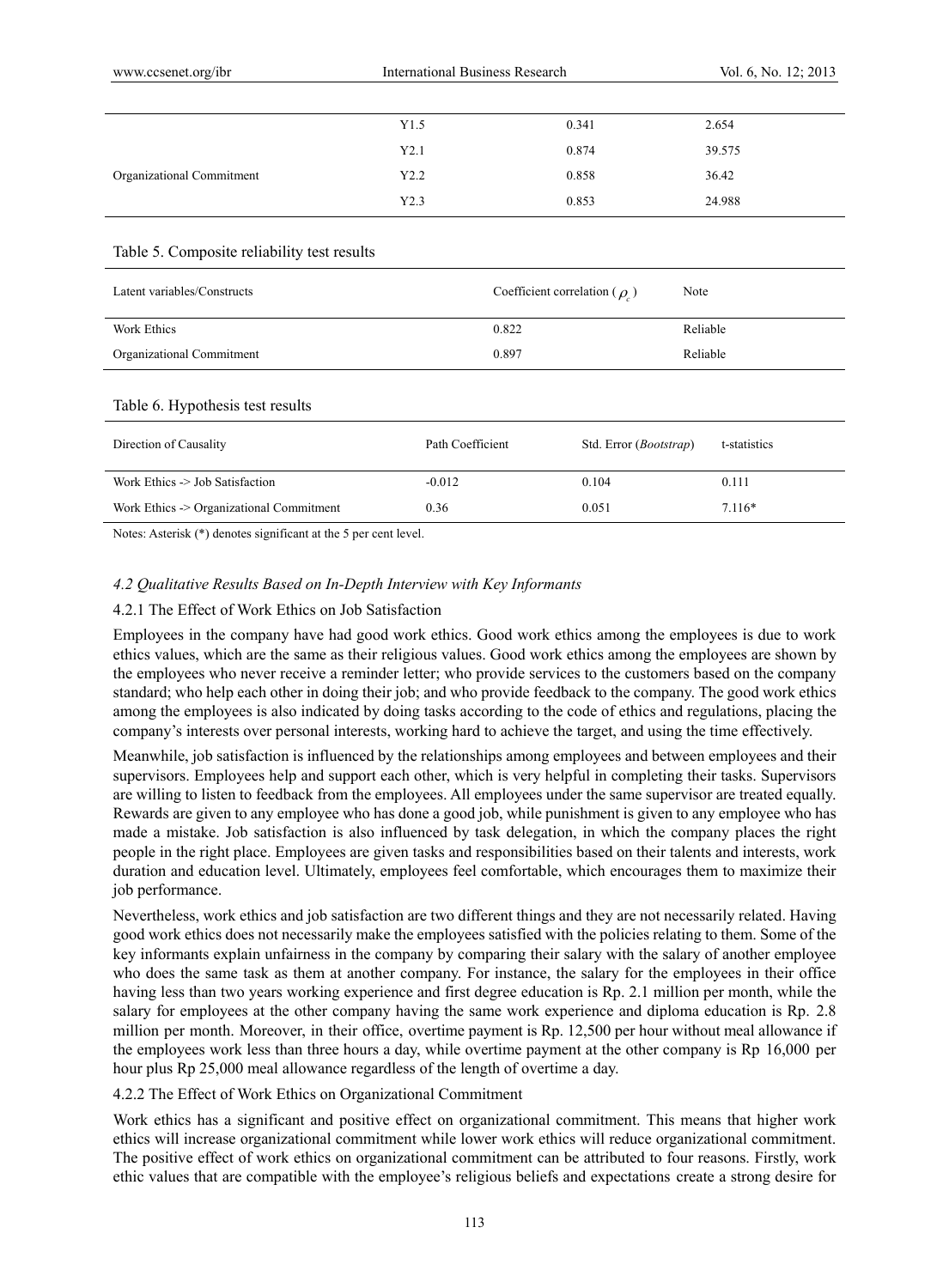| | | | |
|---|---|---|---|
| | Y1.5 | 0.341 | 2.654 |
| Organizational Commitment | Y2.1 | 0.874 | 39.575 |
| | Y2.2 | 0.858 | 36.42 |
| | Y2.3 | 0.853 | 24.988 |

Table 5. Composite reliability test results

| Latent variables/Constructs | Coefficient correlation ( $\rho_c$ ) | Note |
|---|---|---|
| Work Ethics | 0.822 | Reliable |
| Organizational Commitment | 0.897 | Reliable |

Table 6. Hypothesis test results

| Direction of Causality | Path Coefficient | Std. Error (*Bootstrap*) | t-statistics |
|---|---|---|---|
| Work Ethics -> Job Satisfaction | -0.012 | 0.104 | 0.111 |
| Work Ethics -> Organizational Commitment | 0.36 | 0.051 | 7.116* |

Notes: Asterisk (*) denotes significant at the 5 per cent level.

### *4.2 Qualitative Results Based on In-Depth Interview with Key Informants*

#### 4.2.1 The Effect of Work Ethics on Job Satisfaction

Employees in the company have had good work ethics. Good work ethics among the employees is due to work ethics values, which are the same as their religious values. Good work ethics among the employees are shown by the employees who never receive a reminder letter; who provide services to the customers based on the company standard; who help each other in doing their job; and who provide feedback to the company. The good work ethics among the employees is also indicated by doing tasks according to the code of ethics and regulations, placing the company's interests over personal interests, working hard to achieve the target, and using the time effectively.

Meanwhile, job satisfaction is influenced by the relationships among employees and between employees and their supervisors. Employees help and support each other, which is very helpful in completing their tasks. Supervisors are willing to listen to feedback from the employees. All employees under the same supervisor are treated equally. Rewards are given to any employee who has done a good job, while punishment is given to any employee who has made a mistake. Job satisfaction is also influenced by task delegation, in which the company places the right people in the right place. Employees are given tasks and responsibilities based on their talents and interests, work duration and education level. Ultimately, employees feel comfortable, which encourages them to maximize their job performance.

Nevertheless, work ethics and job satisfaction are two different things and they are not necessarily related. Having good work ethics does not necessarily make the employees satisfied with the policies relating to them. Some of the key informants explain unfairness in the company by comparing their salary with the salary of another employee who does the same task as them at another company. For instance, the salary for the employees in their office having less than two years working experience and first degree education is Rp. 2.1 million per month, while the salary for employees at the other company having the same work experience and diploma education is Rp. 2.8 million per month. Moreover, in their office, overtime payment is Rp. 12,500 per hour without meal allowance if the employees work less than three hours a day, while overtime payment at the other company is Rp 16,000 per hour plus Rp 25,000 meal allowance regardless of the length of overtime a day.

#### 4.2.2 The Effect of Work Ethics on Organizational Commitment

Work ethics has a significant and positive effect on organizational commitment. This means that higher work ethics will increase organizational commitment while lower work ethics will reduce organizational commitment. The positive effect of work ethics on organizational commitment can be attributed to four reasons. Firstly, work ethic values that are compatible with the employee's religious beliefs and expectations create a strong desire for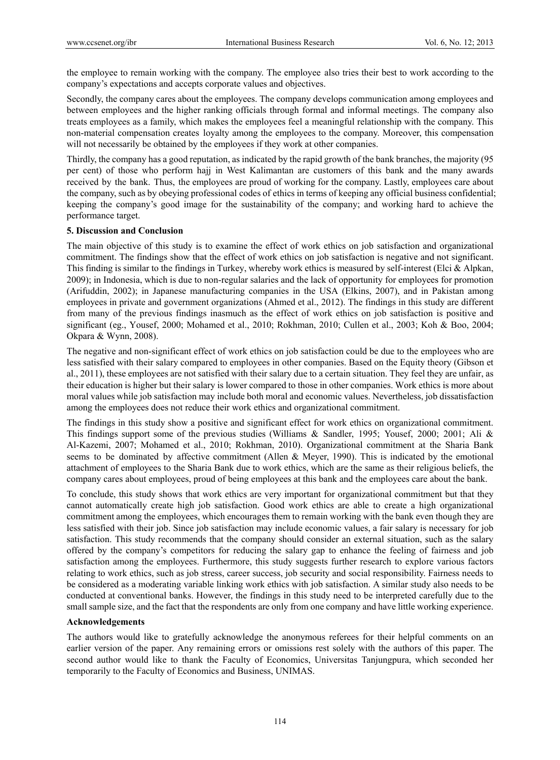the employee to remain working with the company. The employee also tries their best to work according to the company's expectations and accepts corporate values and objectives.

Secondly, the company cares about the employees. The company develops communication among employees and between employees and the higher ranking officials through formal and informal meetings. The company also treats employees as a family, which makes the employees feel a meaningful relationship with the company. This non-material compensation creates loyalty among the employees to the company. Moreover, this compensation will not necessarily be obtained by the employees if they work at other companies.

Thirdly, the company has a good reputation, as indicated by the rapid growth of the bank branches, the majority (95 per cent) of those who perform hajj in West Kalimantan are customers of this bank and the many awards received by the bank. Thus, the employees are proud of working for the company. Lastly, employees care about the company, such as by obeying professional codes of ethics in terms of keeping any official business confidential; keeping the company's good image for the sustainability of the company; and working hard to achieve the performance target.

## 5. Discussion and Conclusion

The main objective of this study is to examine the effect of work ethics on job satisfaction and organizational commitment. The findings show that the effect of work ethics on job satisfaction is negative and not significant. This finding is similar to the findings in Turkey, whereby work ethics is measured by self-interest (Elci & Alpkan, 2009); in Indonesia, which is due to non-regular salaries and the lack of opportunity for employees for promotion (Arifuddin, 2002); in Japanese manufacturing companies in the USA (Elkins, 2007), and in Pakistan among employees in private and government organizations (Ahmed et al., 2012). The findings in this study are different from many of the previous findings inasmuch as the effect of work ethics on job satisfaction is positive and significant (eg., Yousef, 2000; Mohamed et al., 2010; Rokhman, 2010; Cullen et al., 2003; Koh & Boo, 2004; Okpara & Wynn, 2008).

The negative and non-significant effect of work ethics on job satisfaction could be due to the employees who are less satisfied with their salary compared to employees in other companies. Based on the Equity theory (Gibson et al., 2011), these employees are not satisfied with their salary due to a certain situation. They feel they are unfair, as their education is higher but their salary is lower compared to those in other companies. Work ethics is more about moral values while job satisfaction may include both moral and economic values. Nevertheless, job dissatisfaction among the employees does not reduce their work ethics and organizational commitment.

The findings in this study show a positive and significant effect for work ethics on organizational commitment. This findings support some of the previous studies (Williams & Sandler, 1995; Yousef, 2000; 2001; Ali & Al-Kazemi, 2007; Mohamed et al., 2010; Rokhman, 2010). Organizational commitment at the Sharia Bank seems to be dominated by affective commitment (Allen & Meyer, 1990). This is indicated by the emotional attachment of employees to the Sharia Bank due to work ethics, which are the same as their religious beliefs, the company cares about employees, proud of being employees at this bank and the employees care about the bank.

To conclude, this study shows that work ethics are very important for organizational commitment but that they cannot automatically create high job satisfaction. Good work ethics are able to create a high organizational commitment among the employees, which encourages them to remain working with the bank even though they are less satisfied with their job. Since job satisfaction may include economic values, a fair salary is necessary for job satisfaction. This study recommends that the company should consider an external situation, such as the salary offered by the company's competitors for reducing the salary gap to enhance the feeling of fairness and job satisfaction among the employees. Furthermore, this study suggests further research to explore various factors relating to work ethics, such as job stress, career success, job security and social responsibility. Fairness needs to be considered as a moderating variable linking work ethics with job satisfaction. A similar study also needs to be conducted at conventional banks. However, the findings in this study need to be interpreted carefully due to the small sample size, and the fact that the respondents are only from one company and have little working experience.

## Acknowledgements

The authors would like to gratefully acknowledge the anonymous referees for their helpful comments on an earlier version of the paper. Any remaining errors or omissions rest solely with the authors of this paper. The second author would like to thank the Faculty of Economics, Universitas Tanjungpura, which seconded her temporarily to the Faculty of Economics and Business, UNIMAS.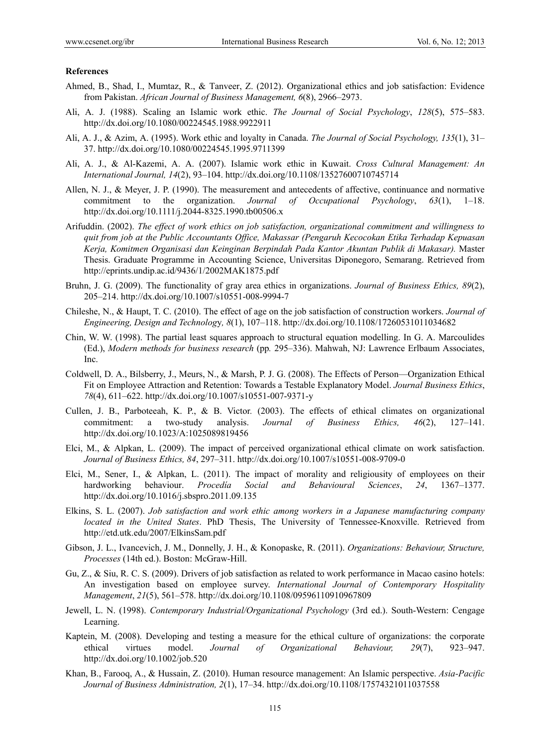**References**

Ahmed, B., Shad, I., Mumtaz, R., & Tanveer, Z. (2012). Organizational ethics and job satisfaction: Evidence from Pakistan. *African Journal of Business Management, 6*(8), 2966–2973.

Ali, A. J. (1988). Scaling an Islamic work ethic. *The Journal of Social Psychology*, *128*(5), 575–583. http://dx.doi.org/10.1080/00224545.1988.9922911

Ali, A. J., & Azim, A. (1995). Work ethic and loyalty in Canada. *The Journal of Social Psychology, 135*(1), 31–37. http://dx.doi.org/10.1080/00224545.1995.9711399

Ali, A. J., & Al-Kazemi, A. A. (2007). Islamic work ethic in Kuwait. *Cross Cultural Management: An International Journal, 14*(2), 93–104. http://dx.doi.org/10.1108/13527600710745714

Allen, N. J., & Meyer, J. P. (1990). The measurement and antecedents of affective, continuance and normative commitment to the organization. *Journal of Occupational Psychology*, *63*(1), 1–18. http://dx.doi.org/10.1111/j.2044-8325.1990.tb00506.x

Arifuddin. (2002). *The effect of work ethics on job satisfaction, organizational commitment and willingness to quit from job at the Public Accountants Office, Makassar (Pengaruh Kecocokan Etika Terhadap Kepuasan Kerja, Komitmen Organisasi dan Keinginan Berpindah Pada Kantor Akuntan Publik di Makasar).* Master Thesis. Graduate Programme in Accounting Science, Universitas Diponegoro, Semarang. Retrieved from http://eprints.undip.ac.id/9436/1/2002MAK1875.pdf

Bruhn, J. G. (2009). The functionality of gray area ethics in organizations. *Journal of Business Ethics, 89*(2), 205–214. http://dx.doi.org/10.1007/s10551-008-9994-7

Chileshe, N., & Haupt, T. C. (2010). The effect of age on the job satisfaction of construction workers. *Journal of Engineering, Design and Technology, 8*(1), 107–118. http://dx.doi.org/10.1108/17260531011034682

Chin, W. W. (1998). The partial least squares approach to structural equation modelling. In G. A. Marcoulides (Ed.), *Modern methods for business research* (pp. 295–336). Mahwah, NJ: Lawrence Erlbaum Associates, Inc.

Coldwell, D. A., Bilsberry, J., Meurs, N., & Marsh, P. J. G. (2008). The Effects of Person—Organization Ethical Fit on Employee Attraction and Retention: Towards a Testable Explanatory Model. *Journal Business Ethics*, *78*(4), 611–622. http://dx.doi.org/10.1007/s10551-007-9371-y

Cullen, J. B., Parboteeah, K. P., & B. Victor. (2003). The effects of ethical climates on organizational commitment: a two-study analysis. *Journal of Business Ethics, 46*(2), 127–141. http://dx.doi.org/10.1023/A:1025089819456

Elci, M., & Alpkan, L. (2009). The impact of perceived organizational ethical climate on work satisfaction. *Journal of Business Ethics, 84*, 297–311. http://dx.doi.org/10.1007/s10551-008-9709-0

Elci, M., Sener, I., & Alpkan, L. (2011). The impact of morality and religiousity of employees on their hardworking behaviour. *Procedia Social and Behavioural Sciences*, *24*, 1367–1377. http://dx.doi.org/10.1016/j.sbspro.2011.09.135

Elkins, S. L. (2007). *Job satisfaction and work ethic among workers in a Japanese manufacturing company located in the United States*. PhD Thesis, The University of Tennessee-Knoxville. Retrieved from http://etd.utk.edu/2007/ElkinsSam.pdf

Gibson, J. L., Ivancevich, J. M., Donnelly, J. H., & Konopaske, R. (2011). *Organizations: Behaviour, Structure, Processes* (14th ed.). Boston: McGraw-Hill.

Gu, Z., & Siu, R. C. S. (2009). Drivers of job satisfaction as related to work performance in Macao casino hotels: An investigation based on employee survey. *International Journal of Contemporary Hospitality Management*, *21*(5), 561–578. http://dx.doi.org/10.1108/09596110910967809

Jewell, L. N. (1998). *Contemporary Industrial/Organizational Psychology* (3rd ed.). South-Western: Cengage Learning.

Kaptein, M. (2008). Developing and testing a measure for the ethical culture of organizations: the corporate ethical virtues model. *Journal of Organizational Behaviour, 29*(7), 923–947. http://dx.doi.org/10.1002/job.520

Khan, B., Farooq, A., & Hussain, Z. (2010). Human resource management: An Islamic perspective. *Asia-Pacific Journal of Business Administration, 2*(1), 17–34. http://dx.doi.org/10.1108/17574321011037558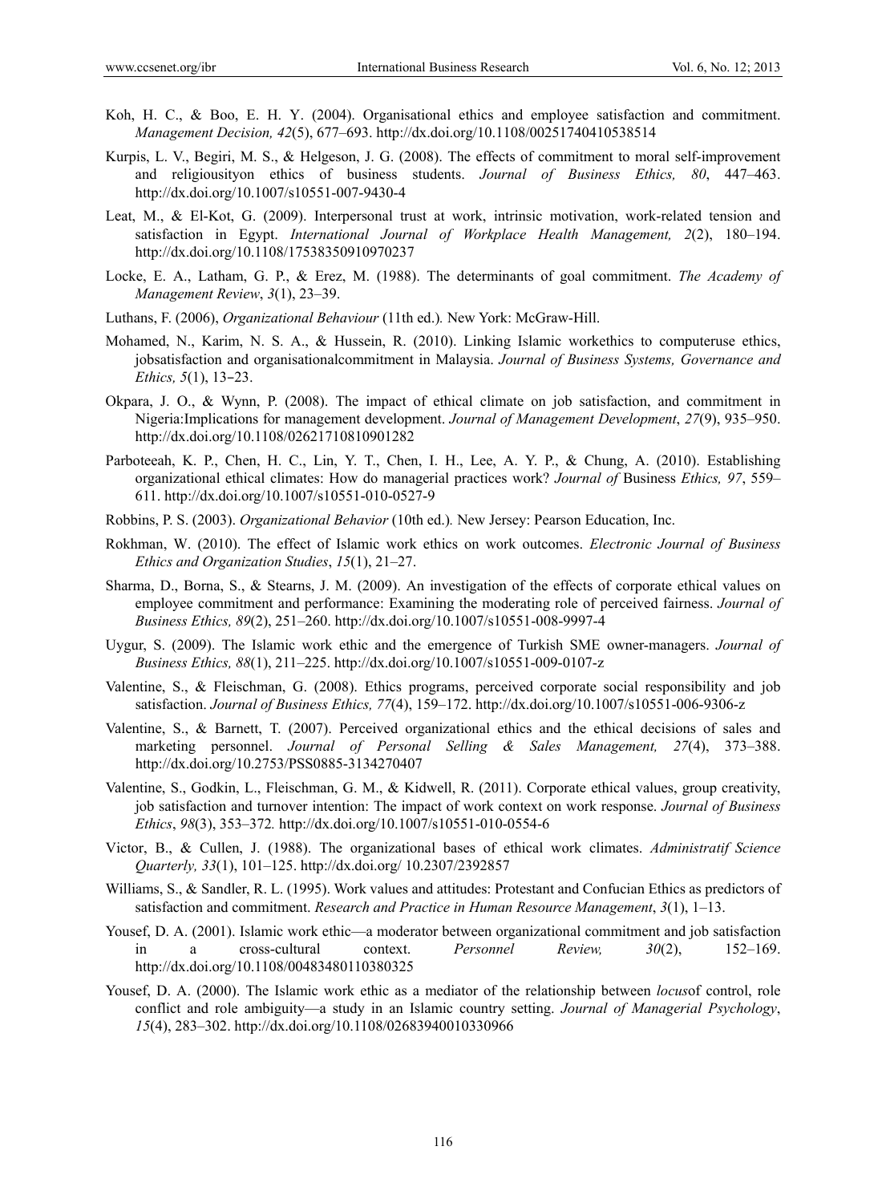Koh, H. C., & Boo, E. H. Y. (2004). Organisational ethics and employee satisfaction and commitment. *Management Decision, 42*(5), 677–693. http://dx.doi.org/10.1108/00251740410538514

Kurpis, L. V., Begiri, M. S., & Helgeson, J. G. (2008). The effects of commitment to moral self-improvement and religiosityon ethics of business students. *Journal of Business Ethics, 80*, 447–463. http://dx.doi.org/10.1007/s10551-007-9430-4

Leat, M., & El-Kot, G. (2009). Interpersonal trust at work, intrinsic motivation, work-related tension and satisfaction in Egypt. *International Journal of Workplace Health Management, 2*(2), 180–194. http://dx.doi.org/10.1108/17538350910970237

Locke, E. A., Latham, G. P., & Erez, M. (1988). The determinants of goal commitment. *The Academy of Management Review*, *3*(1), 23–39.

Luthans, F. (2006), *Organizational Behaviour* (11th ed.)*.* New York: McGraw-Hill.

Mohamed, N., Karim, N. S. A., & Hussein, R. (2010). Linking Islamic workethics to computeruse ethics, jobsatisfaction and organisationalcommitment in Malaysia. *Journal of Business Systems, Governance and Ethics, 5*(1), 13‒23.

Okpara, J. O., & Wynn, P. (2008). The impact of ethical climate on job satisfaction, and commitment in Nigeria:Implications for management development. *Journal of Management Development*, *27*(9), 935–950. http://dx.doi.org/10.1108/02621710810901282

Parboteeah, K. P., Chen, H. C., Lin, Y. T., Chen, I. H., Lee, A. Y. P., & Chung, A. (2010). Establishing organizational ethical climates: How do managerial practices work? *Journal of* Business *Ethics, 97*, 559–611. http://dx.doi.org/10.1007/s10551-010-0527-9

Robbins, P. S. (2003). *Organizational Behavior* (10th ed.)*.* New Jersey: Pearson Education, Inc.

Rokhman, W. (2010). The effect of Islamic work ethics on work outcomes. *Electronic Journal of Business Ethics and Organization Studies*, *15*(1), 21–27.

Sharma, D., Borna, S., & Stearns, J. M. (2009). An investigation of the effects of corporate ethical values on employee commitment and performance: Examining the moderating role of perceived fairness. *Journal of Business Ethics, 89*(2), 251–260. http://dx.doi.org/10.1007/s10551-008-9997-4

Uygur, S. (2009). The Islamic work ethic and the emergence of Turkish SME owner-managers. *Journal of Business Ethics, 88*(1), 211–225. http://dx.doi.org/10.1007/s10551-009-0107-z

Valentine, S., & Fleischman, G. (2008). Ethics programs, perceived corporate social responsibility and job satisfaction. *Journal of Business Ethics, 77*(4), 159–172. http://dx.doi.org/10.1007/s10551-006-9306-z

Valentine, S., & Barnett, T. (2007). Perceived organizational ethics and the ethical decisions of sales and marketing personnel. *Journal of Personal Selling & Sales Management, 27*(4), 373–388. http://dx.doi.org/10.2753/PSS0885-3134270407

Valentine, S., Godkin, L., Fleischman, G. M., & Kidwell, R. (2011). Corporate ethical values, group creativity, job satisfaction and turnover intention: The impact of work context on work response. *Journal of Business Ethics*, *98*(3), 353–372*.* http://dx.doi.org/10.1007/s10551-010-0554-6

Victor, B., & Cullen, J. (1988). The organizational bases of ethical work climates. *Administratif Science Quarterly, 33*(1), 101–125. http://dx.doi.org/ 10.2307/2392857

Williams, S., & Sandler, R. L. (1995). Work values and attitudes: Protestant and Confucian Ethics as predictors of satisfaction and commitment. *Research and Practice in Human Resource Management*, *3*(1), 1–13.

Yousef, D. A. (2001). Islamic work ethic—a moderator between organizational commitment and job satisfaction in a cross-cultural context. *Personnel Review, 30*(2), 152–169. http://dx.doi.org/10.1108/00483480110380325

Yousef, D. A. (2000). The Islamic work ethic as a mediator of the relationship between *locus*of control, role conflict and role ambiguity—a study in an Islamic country setting. *Journal of Managerial Psychology*, *15*(4), 283–302. http://dx.doi.org/10.1108/02683940010330966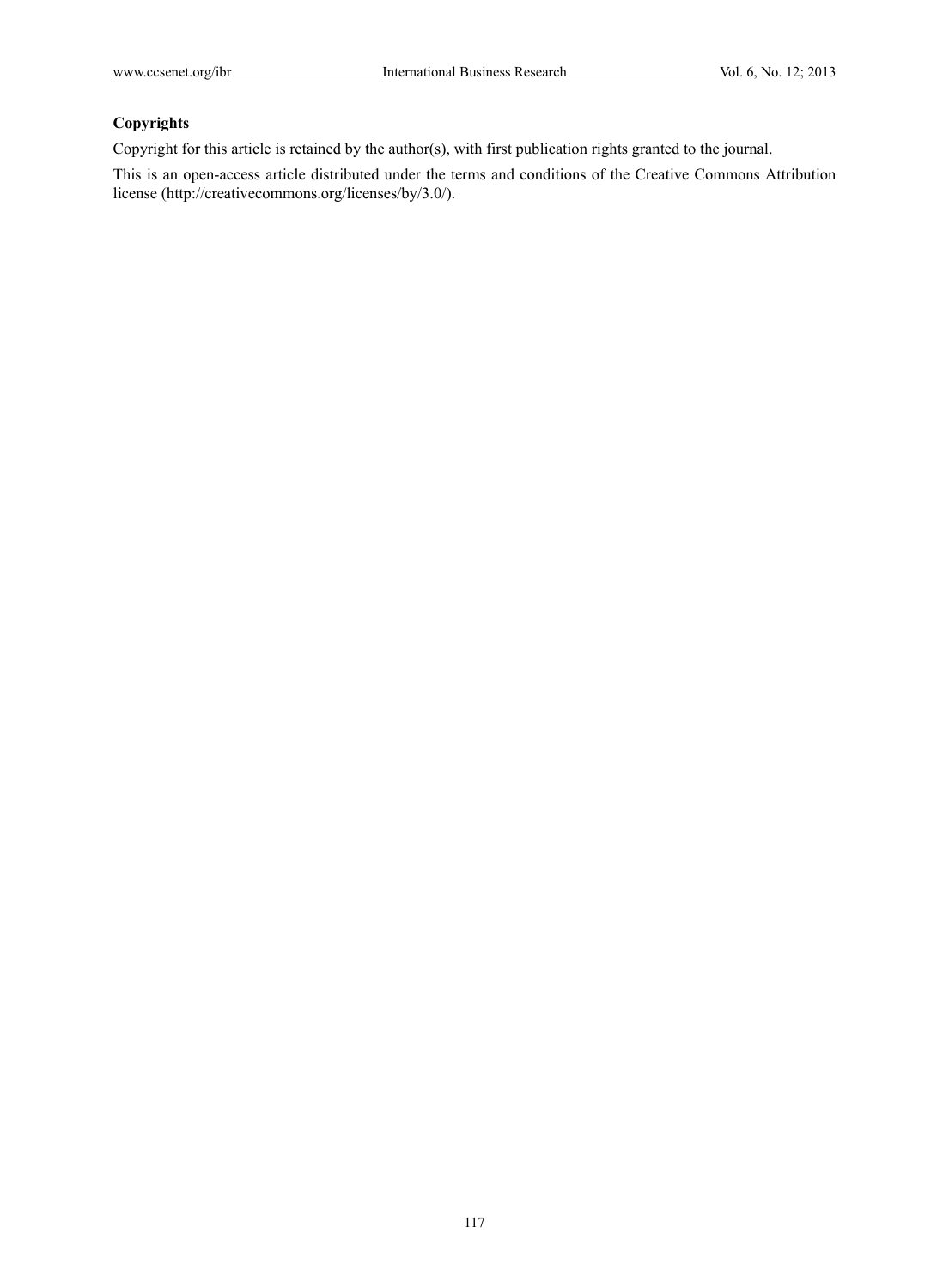**Copyrights**

Copyright for this article is retained by the author(s), with first publication rights granted to the journal.

This is an open-access article distributed under the terms and conditions of the Creative Commons Attribution license (http://creativecommons.org/licenses/by/3.0/).